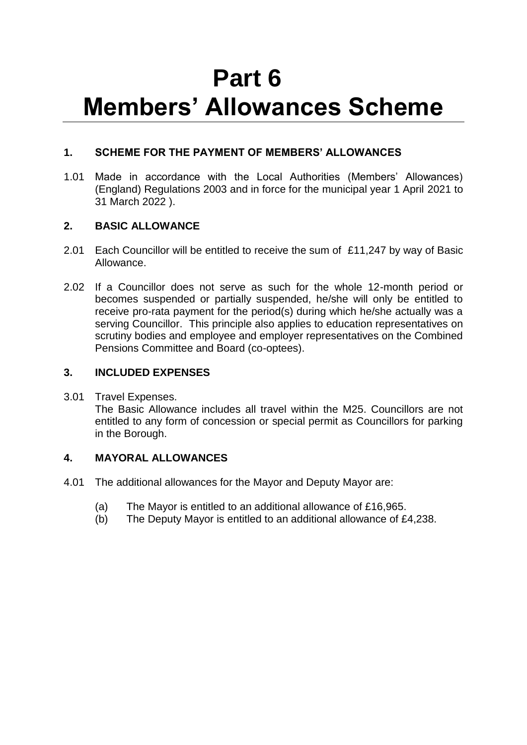# Part 6
# Members' Allowances Scheme

### 1. SCHEME FOR THE PAYMENT OF MEMBERS' ALLOWANCES

1.01 Made in accordance with the Local Authorities (Members' Allowances) (England) Regulations 2003 and in force for the municipal year 1 April 2021 to 31 March 2022 ).

### 2. BASIC ALLOWANCE

2.01 Each Councillor will be entitled to receive the sum of £11,247 by way of Basic Allowance.

2.02 If a Councillor does not serve as such for the whole 12-month period or becomes suspended or partially suspended, he/she will only be entitled to receive pro-rata payment for the period(s) during which he/she actually was a serving Councillor. This principle also applies to education representatives on scrutiny bodies and employee and employer representatives on the Combined Pensions Committee and Board (co-optees).

### 3. INCLUDED EXPENSES

3.01 Travel Expenses.
The Basic Allowance includes all travel within the M25. Councillors are not entitled to any form of concession or special permit as Councillors for parking in the Borough.

### 4. MAYORAL ALLOWANCES

4.01 The additional allowances for the Mayor and Deputy Mayor are:

(a) The Mayor is entitled to an additional allowance of £16,965.
(b) The Deputy Mayor is entitled to an additional allowance of £4,238.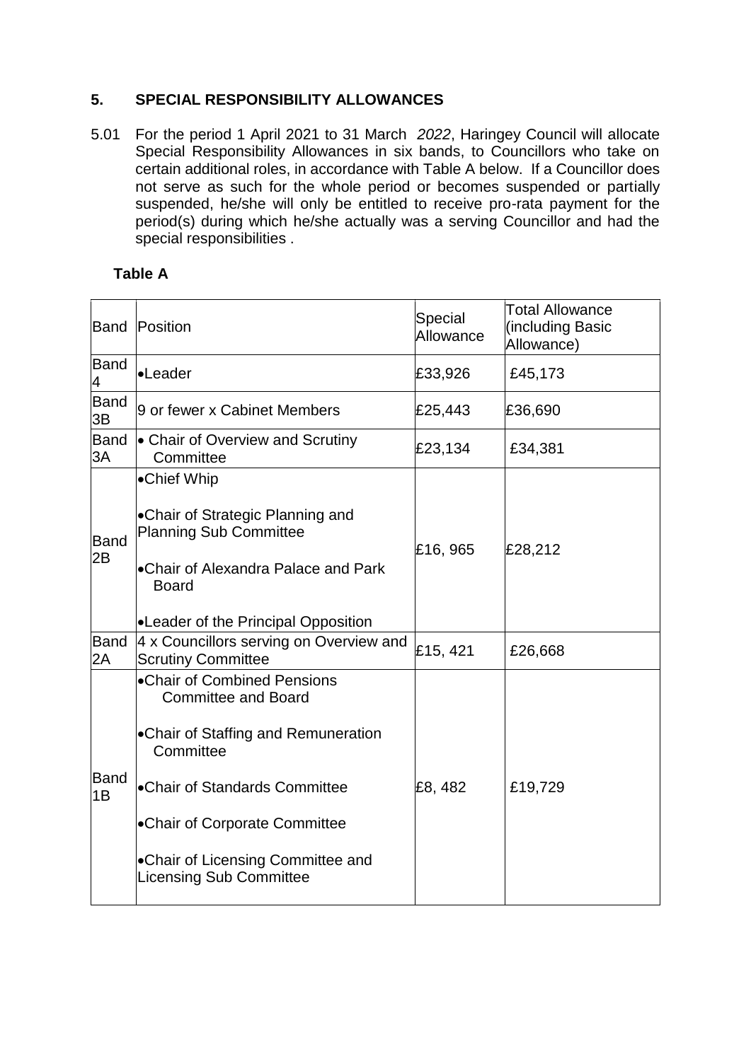## 5. SPECIAL RESPONSIBILITY ALLOWANCES

5.01 For the period 1 April 2021 to 31 March *2022*, Haringey Council will allocate Special Responsibility Allowances in six bands, to Councillors who take on certain additional roles, in accordance with Table A below. If a Councillor does not serve as such for the whole period or becomes suspended or partially suspended, he/she will only be entitled to receive pro-rata payment for the period(s) during which he/she actually was a serving Councillor and had the special responsibilities .

**Table A**

| Band | Position | Special Allowance | Total Allowance (including Basic Allowance) |
|---|---|---|---|
| Band 4 | •Leader | £33,926 | £45,173 |
| Band 3B | 9 or fewer x Cabinet Members | £25,443 | £36,690 |
| Band 3A | • Chair of Overview and Scrutiny Committee | £23,134 | £34,381 |
| Band 2B | •Chief Whip<br>•Chair of Strategic Planning and Planning Sub Committee<br>•Chair of Alexandra Palace and Park Board<br>•Leader of the Principal Opposition | £16, 965 | £28,212 |
| Band 2A | 4 x Councillors serving on Overview and Scrutiny Committee | £15, 421 | £26,668 |
| Band 1B | •Chair of Combined Pensions Committee and Board<br>•Chair of Staffing and Remuneration Committee<br>•Chair of Standards Committee<br>•Chair of Corporate Committee<br>•Chair of Licensing Committee and Licensing Sub Committee | £8, 482 | £19,729 |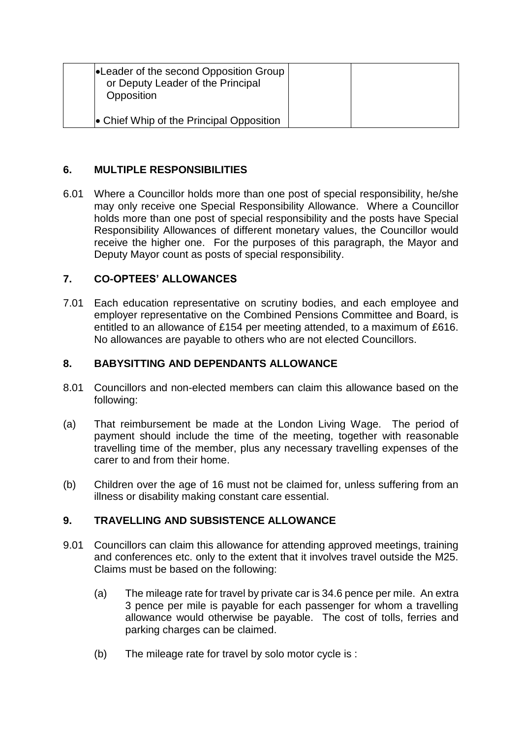| | •Leader of the second Opposition Group or Deputy Leader of the Principal Opposition<br><br>• Chief Whip of the Principal Opposition | | |
|---|---|---|---|

## 6. MULTIPLE RESPONSIBILITIES

6.01 Where a Councillor holds more than one post of special responsibility, he/she may only receive one Special Responsibility Allowance. Where a Councillor holds more than one post of special responsibility and the posts have Special Responsibility Allowances of different monetary values, the Councillor would receive the higher one. For the purposes of this paragraph, the Mayor and Deputy Mayor count as posts of special responsibility.

## 7. CO-OPTEES' ALLOWANCES

7.01 Each education representative on scrutiny bodies, and each employee and employer representative on the Combined Pensions Committee and Board, is entitled to an allowance of £154 per meeting attended, to a maximum of £616. No allowances are payable to others who are not elected Councillors.

## 8. BABYSITTING AND DEPENDANTS ALLOWANCE

8.01 Councillors and non-elected members can claim this allowance based on the following:

(a) That reimbursement be made at the London Living Wage. The period of payment should include the time of the meeting, together with reasonable travelling time of the member, plus any necessary travelling expenses of the carer to and from their home.

(b) Children over the age of 16 must not be claimed for, unless suffering from an illness or disability making constant care essential.

## 9. TRAVELLING AND SUBSISTENCE ALLOWANCE

9.01 Councillors can claim this allowance for attending approved meetings, training and conferences etc. only to the extent that it involves travel outside the M25. Claims must be based on the following:

(a) The mileage rate for travel by private car is 34.6 pence per mile. An extra 3 pence per mile is payable for each passenger for whom a travelling allowance would otherwise be payable. The cost of tolls, ferries and parking charges can be claimed.

(b) The mileage rate for travel by solo motor cycle is :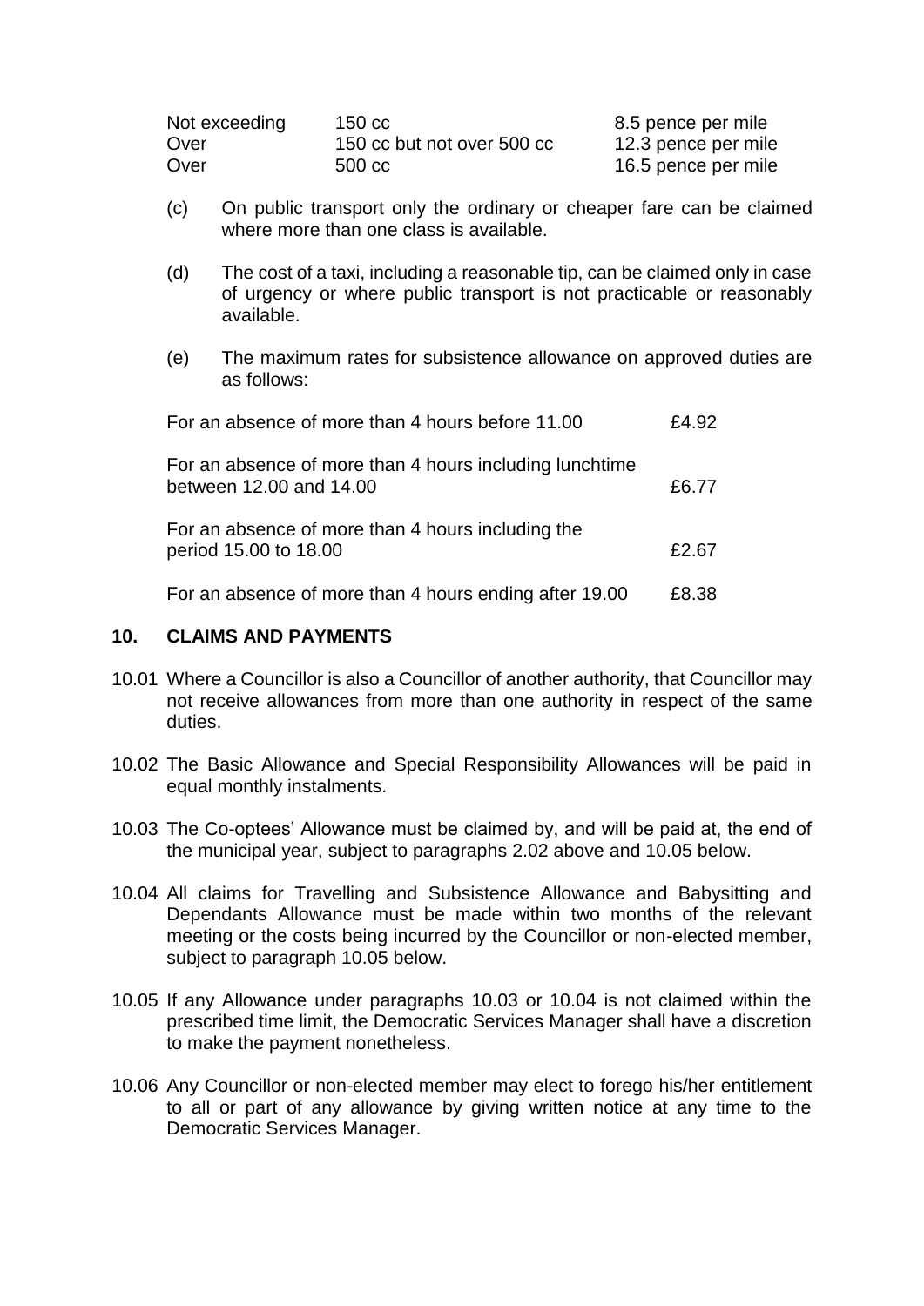| | | |
|---|---|---|
| Not exceeding | 150 cc | 8.5 pence per mile |
| Over | 150 cc but not over 500 cc | 12.3 pence per mile |
| Over | 500 cc | 16.5 pence per mile |

(c) On public transport only the ordinary or cheaper fare can be claimed where more than one class is available.

(d) The cost of a taxi, including a reasonable tip, can be claimed only in case of urgency or where public transport is not practicable or reasonably available.

(e) The maximum rates for subsistence allowance on approved duties are as follows:

| | |
|---|---|
| For an absence of more than 4 hours before 11.00 | £4.92 |
| For an absence of more than 4 hours including lunchtime between 12.00 and 14.00 | £6.77 |
| For an absence of more than 4 hours including the period 15.00 to 18.00 | £2.67 |
| For an absence of more than 4 hours ending after 19.00 | £8.38 |

## 10. CLAIMS AND PAYMENTS

10.01 Where a Councillor is also a Councillor of another authority, that Councillor may not receive allowances from more than one authority in respect of the same duties.

10.02 The Basic Allowance and Special Responsibility Allowances will be paid in equal monthly instalments.

10.03 The Co-optees' Allowance must be claimed by, and will be paid at, the end of the municipal year, subject to paragraphs 2.02 above and 10.05 below.

10.04 All claims for Travelling and Subsistence Allowance and Babysitting and Dependants Allowance must be made within two months of the relevant meeting or the costs being incurred by the Councillor or non-elected member, subject to paragraph 10.05 below.

10.05 If any Allowance under paragraphs 10.03 or 10.04 is not claimed within the prescribed time limit, the Democratic Services Manager shall have a discretion to make the payment nonetheless.

10.06 Any Councillor or non-elected member may elect to forego his/her entitlement to all or part of any allowance by giving written notice at any time to the Democratic Services Manager.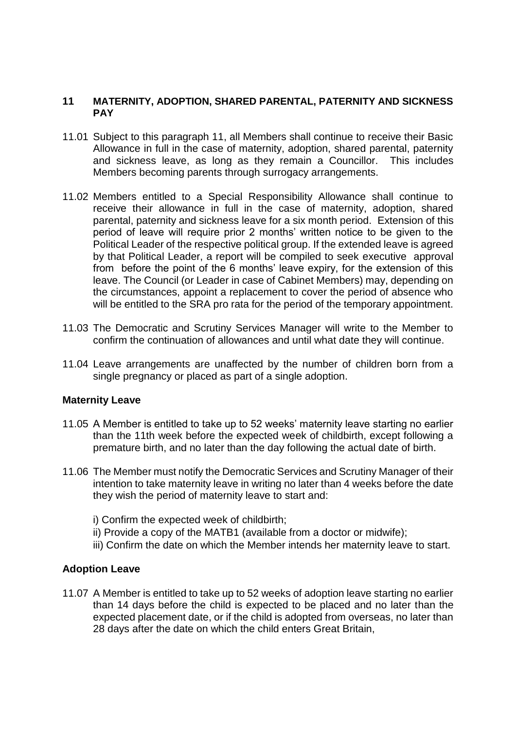## 11 MATERNITY, ADOPTION, SHARED PARENTAL, PATERNITY AND SICKNESS PAY

11.01 Subject to this paragraph 11, all Members shall continue to receive their Basic Allowance in full in the case of maternity, adoption, shared parental, paternity and sickness leave, as long as they remain a Councillor. This includes Members becoming parents through surrogacy arrangements.

11.02 Members entitled to a Special Responsibility Allowance shall continue to receive their allowance in full in the case of maternity, adoption, shared parental, paternity and sickness leave for a six month period. Extension of this period of leave will require prior 2 months' written notice to be given to the Political Leader of the respective political group. If the extended leave is agreed by that Political Leader, a report will be compiled to seek executive approval from before the point of the 6 months' leave expiry, for the extension of this leave. The Council (or Leader in case of Cabinet Members) may, depending on the circumstances, appoint a replacement to cover the period of absence who will be entitled to the SRA pro rata for the period of the temporary appointment.

11.03 The Democratic and Scrutiny Services Manager will write to the Member to confirm the continuation of allowances and until what date they will continue.

11.04 Leave arrangements are unaffected by the number of children born from a single pregnancy or placed as part of a single adoption.

### Maternity Leave

11.05 A Member is entitled to take up to 52 weeks' maternity leave starting no earlier than the 11th week before the expected week of childbirth, except following a premature birth, and no later than the day following the actual date of birth.

11.06 The Member must notify the Democratic Services and Scrutiny Manager of their intention to take maternity leave in writing no later than 4 weeks before the date they wish the period of maternity leave to start and:

i) Confirm the expected week of childbirth;
ii) Provide a copy of the MATB1 (available from a doctor or midwife);
iii) Confirm the date on which the Member intends her maternity leave to start.

### Adoption Leave

11.07 A Member is entitled to take up to 52 weeks of adoption leave starting no earlier than 14 days before the child is expected to be placed and no later than the expected placement date, or if the child is adopted from overseas, no later than 28 days after the date on which the child enters Great Britain,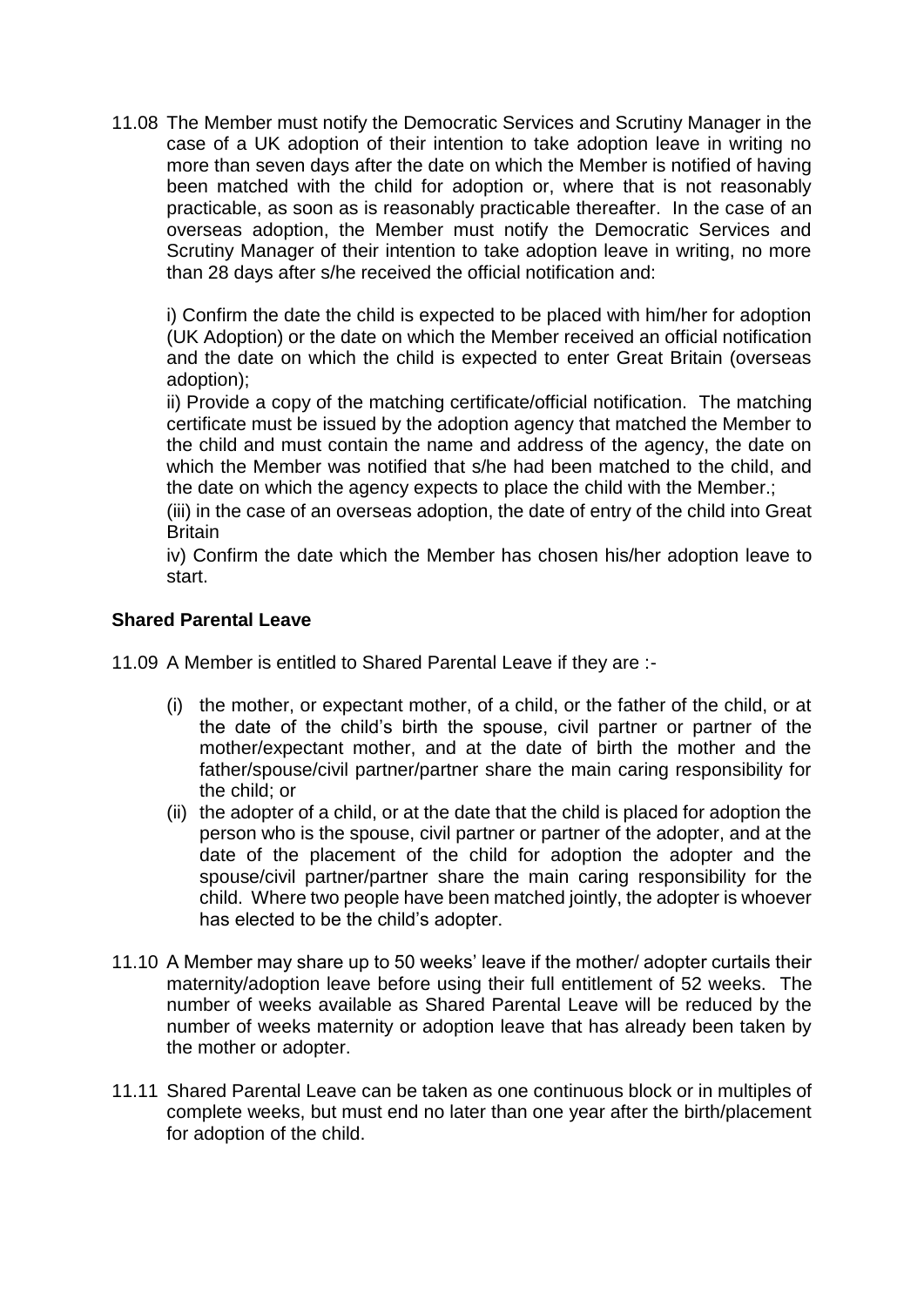11.08 The Member must notify the Democratic Services and Scrutiny Manager in the case of a UK adoption of their intention to take adoption leave in writing no more than seven days after the date on which the Member is notified of having been matched with the child for adoption or, where that is not reasonably practicable, as soon as is reasonably practicable thereafter. In the case of an overseas adoption, the Member must notify the Democratic Services and Scrutiny Manager of their intention to take adoption leave in writing, no more than 28 days after s/he received the official notification and:

i) Confirm the date the child is expected to be placed with him/her for adoption (UK Adoption) or the date on which the Member received an official notification and the date on which the child is expected to enter Great Britain (overseas adoption);

ii) Provide a copy of the matching certificate/official notification. The matching certificate must be issued by the adoption agency that matched the Member to the child and must contain the name and address of the agency, the date on which the Member was notified that s/he had been matched to the child, and the date on which the agency expects to place the child with the Member.;

(iii) in the case of an overseas adoption, the date of entry of the child into Great Britain

iv) Confirm the date which the Member has chosen his/her adoption leave to start.

**Shared Parental Leave**

11.09 A Member is entitled to Shared Parental Leave if they are :-

(i) the mother, or expectant mother, of a child, or the father of the child, or at the date of the child's birth the spouse, civil partner or partner of the mother/expectant mother, and at the date of birth the mother and the father/spouse/civil partner/partner share the main caring responsibility for the child; or

(ii) the adopter of a child, or at the date that the child is placed for adoption the person who is the spouse, civil partner or partner of the adopter, and at the date of the placement of the child for adoption the adopter and the spouse/civil partner/partner share the main caring responsibility for the child. Where two people have been matched jointly, the adopter is whoever has elected to be the child's adopter.

11.10 A Member may share up to 50 weeks' leave if the mother/ adopter curtails their maternity/adoption leave before using their full entitlement of 52 weeks. The number of weeks available as Shared Parental Leave will be reduced by the number of weeks maternity or adoption leave that has already been taken by the mother or adopter.

11.11 Shared Parental Leave can be taken as one continuous block or in multiples of complete weeks, but must end no later than one year after the birth/placement for adoption of the child.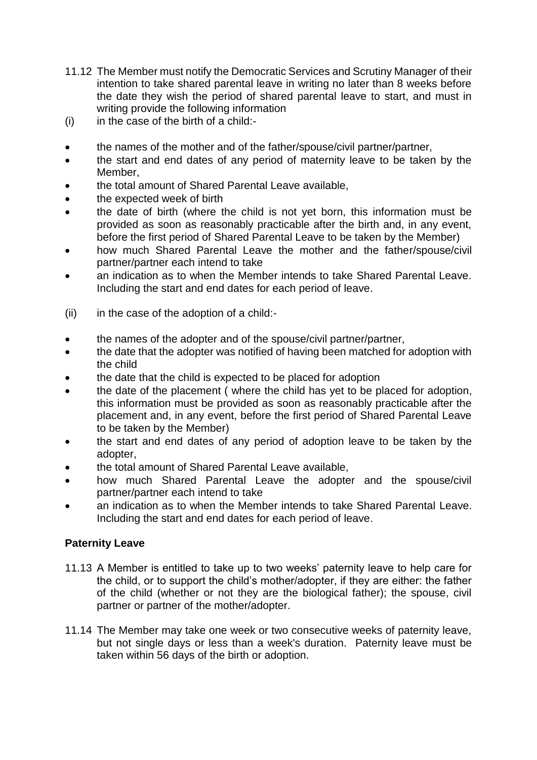11.12 The Member must notify the Democratic Services and Scrutiny Manager of their intention to take shared parental leave in writing no later than 8 weeks before the date they wish the period of shared parental leave to start, and must in writing provide the following information

(i) in the case of the birth of a child:-

- the names of the mother and of the father/spouse/civil partner/partner,
- the start and end dates of any period of maternity leave to be taken by the Member,
- the total amount of Shared Parental Leave available,
- the expected week of birth
- the date of birth (where the child is not yet born, this information must be provided as soon as reasonably practicable after the birth and, in any event, before the first period of Shared Parental Leave to be taken by the Member)
- how much Shared Parental Leave the mother and the father/spouse/civil partner/partner each intend to take
- an indication as to when the Member intends to take Shared Parental Leave. Including the start and end dates for each period of leave.

(ii) in the case of the adoption of a child:-

- the names of the adopter and of the spouse/civil partner/partner,
- the date that the adopter was notified of having been matched for adoption with the child
- the date that the child is expected to be placed for adoption
- the date of the placement ( where the child has yet to be placed for adoption, this information must be provided as soon as reasonably practicable after the placement and, in any event, before the first period of Shared Parental Leave to be taken by the Member)
- the start and end dates of any period of adoption leave to be taken by the adopter,
- the total amount of Shared Parental Leave available,
- how much Shared Parental Leave the adopter and the spouse/civil partner/partner each intend to take
- an indication as to when the Member intends to take Shared Parental Leave. Including the start and end dates for each period of leave.

**Paternity Leave**

11.13 A Member is entitled to take up to two weeks' paternity leave to help care for the child, or to support the child's mother/adopter, if they are either: the father of the child (whether or not they are the biological father); the spouse, civil partner or partner of the mother/adopter.

11.14 The Member may take one week or two consecutive weeks of paternity leave, but not single days or less than a week's duration. Paternity leave must be taken within 56 days of the birth or adoption.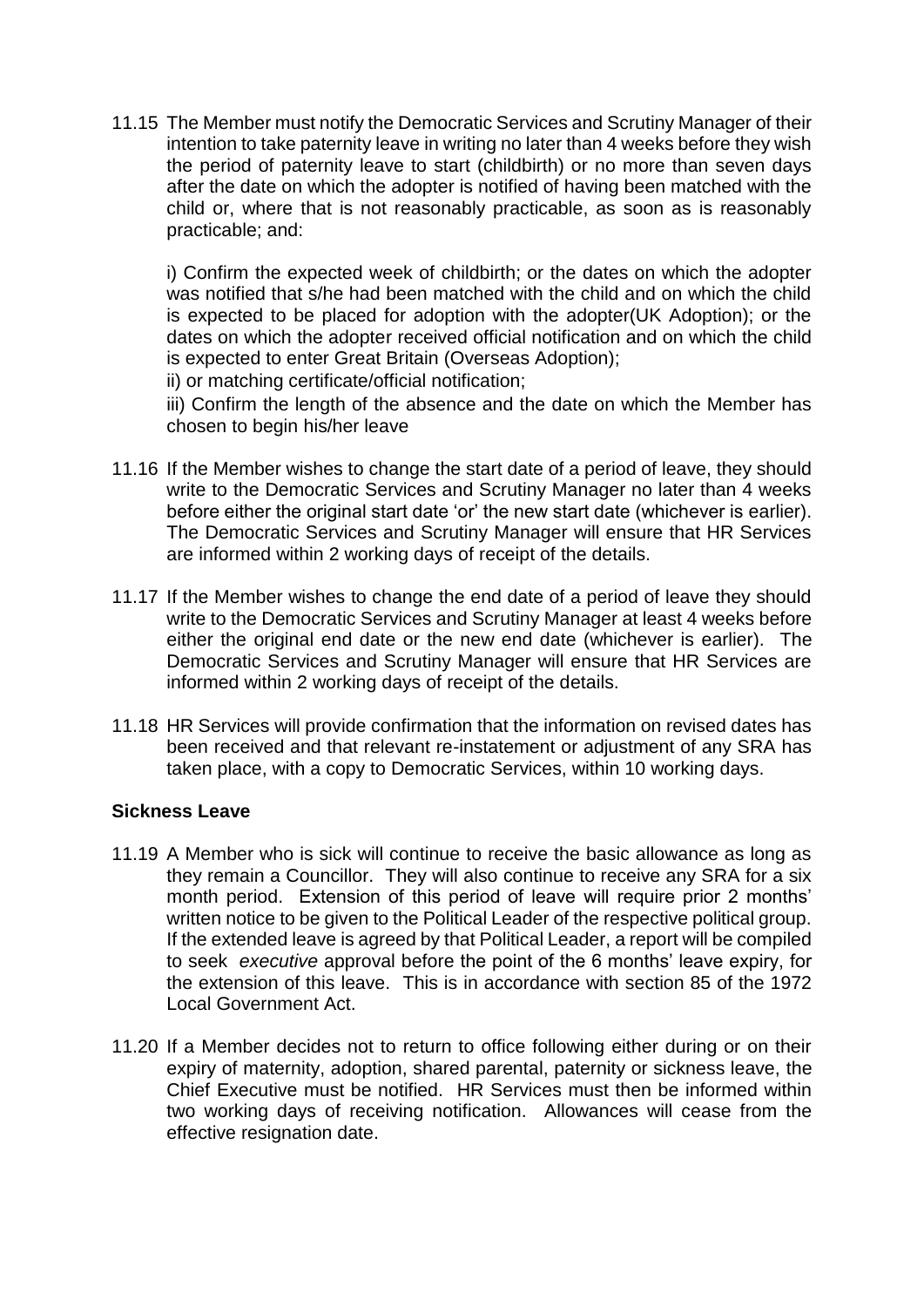11.15 The Member must notify the Democratic Services and Scrutiny Manager of their intention to take paternity leave in writing no later than 4 weeks before they wish the period of paternity leave to start (childbirth) or no more than seven days after the date on which the adopter is notified of having been matched with the child or, where that is not reasonably practicable, as soon as is reasonably practicable; and:

i) Confirm the expected week of childbirth; or the dates on which the adopter was notified that s/he had been matched with the child and on which the child is expected to be placed for adoption with the adopter(UK Adoption); or the dates on which the adopter received official notification and on which the child is expected to enter Great Britain (Overseas Adoption);

ii) or matching certificate/official notification;

iii) Confirm the length of the absence and the date on which the Member has chosen to begin his/her leave

11.16 If the Member wishes to change the start date of a period of leave, they should write to the Democratic Services and Scrutiny Manager no later than 4 weeks before either the original start date 'or' the new start date (whichever is earlier). The Democratic Services and Scrutiny Manager will ensure that HR Services are informed within 2 working days of receipt of the details.

11.17 If the Member wishes to change the end date of a period of leave they should write to the Democratic Services and Scrutiny Manager at least 4 weeks before either the original end date or the new end date (whichever is earlier). The Democratic Services and Scrutiny Manager will ensure that HR Services are informed within 2 working days of receipt of the details.

11.18 HR Services will provide confirmation that the information on revised dates has been received and that relevant re-instatement or adjustment of any SRA has taken place, with a copy to Democratic Services, within 10 working days.

**Sickness Leave**

11.19 A Member who is sick will continue to receive the basic allowance as long as they remain a Councillor. They will also continue to receive any SRA for a six month period. Extension of this period of leave will require prior 2 months' written notice to be given to the Political Leader of the respective political group. If the extended leave is agreed by that Political Leader, a report will be compiled to seek *executive* approval before the point of the 6 months' leave expiry, for the extension of this leave. This is in accordance with section 85 of the 1972 Local Government Act.

11.20 If a Member decides not to return to office following either during or on their expiry of maternity, adoption, shared parental, paternity or sickness leave, the Chief Executive must be notified. HR Services must then be informed within two working days of receiving notification. Allowances will cease from the effective resignation date.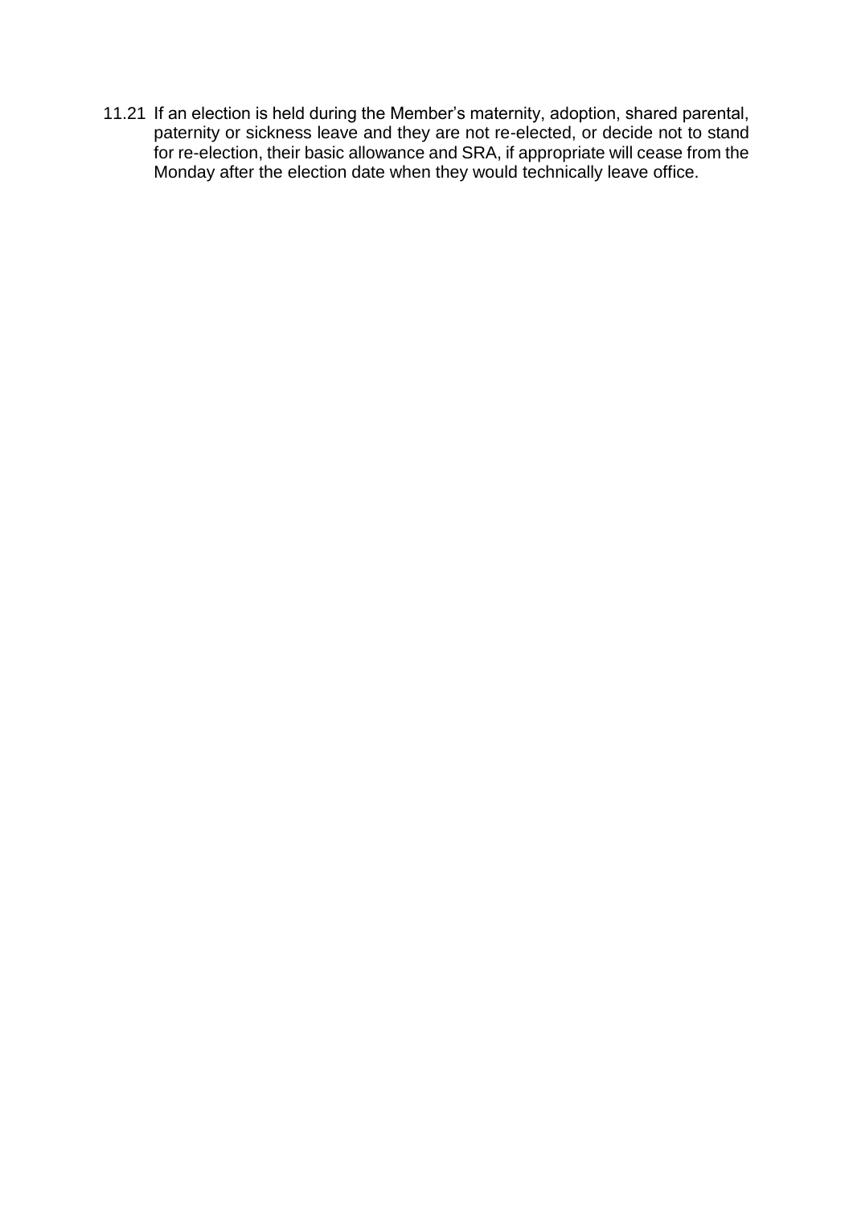11.21 If an election is held during the Member’s maternity, adoption, shared parental, paternity or sickness leave and they are not re-elected, or decide not to stand for re-election, their basic allowance and SRA, if appropriate will cease from the Monday after the election date when they would technically leave office.